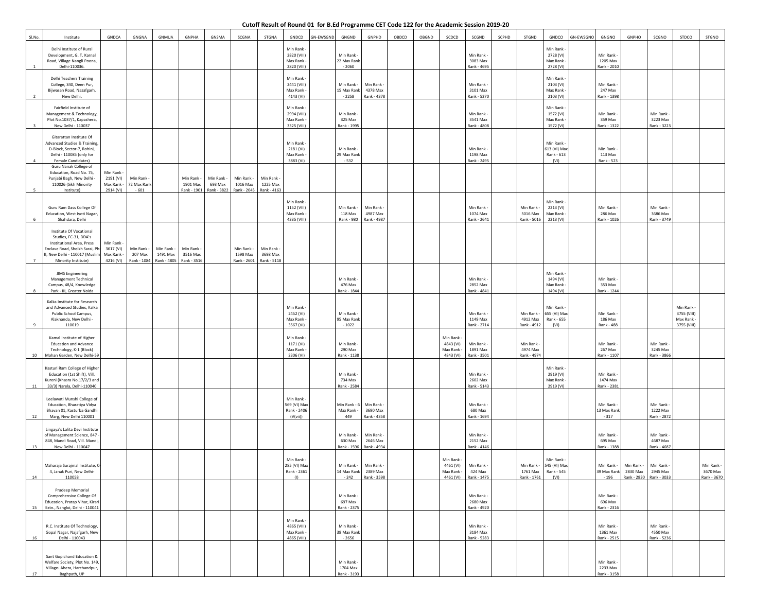# Cutoff Result of Round 01 for B.Ed Programme CET Code 122 for the Academic Session 2019-20

| Sl.No. | Institute | GNDCA | GNGNA | GNMUA | GNPHA | GNSMA | SCGNA | STGNA | GNDCD | GN-EWSGND | GNGND | GNPHD | OBDCD | OBGND | SCDCD | SCGND | SCPHD | STGND | GNDCO | GN-EWSGNO | GNGNO | GNPHO | SCGNO | STDCO | STGNO |
|---|---|---|---|---|---|---|---|---|---|---|---|---|---|---|---|---|---|---|---|---|---|---|---|---|---|
| 1 | Delhi Institute of Rural Development, G. T. Karnal Road, Village Nangli Poona, Delhi-110036. | | | | | | | | Min Rank - 2820 (VIII) Max Rank - 2820 (VIII) | | Min Rank - 22 Max Rank - 2060 | | | | | Min Rank - 3083 Max Rank - 4695 | | | Min Rank - 2728 (VI) Max Rank - 2728 (VI) | | Min Rank - 1205 Max Rank - 2010 | | | | |
| 2 | Delhi Teachers Training College, 340, Deen Pur, Bijwasan Road, Nazafgarh, New Delhi. | | | | | | | | Min Rank - 2441 (VIII) Max Rank - 4143 (VI) | | Min Rank - 15 Max Rank - 2258 | Min Rank - 4378 Max Rank - 4378 | | | | Min Rank - 3101 Max Rank - 5270 | | | Min Rank - 2103 (VI) Max Rank - 2103 (VI) | | Min Rank - 247 Max Rank - 1398 | | | | |
| 3 | Fairfield Institute of Management & Technology, Plot No.1037/1, Kapashera, New Delhi - 110037 | | | | | | | | Min Rank - 2994 (VIII) Max Rank - 3325 (VIII) | | Min Rank - 325 Max Rank - 1995 | | | | | Min Rank - 3541 Max Rank - 4808 | | | Min Rank - 1572 (VI) Max Rank - 1572 (VI) | | Min Rank - 359 Max Rank - 1322 | | Min Rank - 3223 Max Rank - 3223 | | |
| 4 | Gitarattan Institute Of Advanced Studies & Training, D-Block, Sector-7, Rohini, Delhi - 110085 (only for Female Candidates) | | | | | | | | Min Rank - 2181 (VI) Max Rank - 3883 (VI) | | Min Rank - 29 Max Rank - 532 | | | | | Min Rank - 1198 Max Rank - 2495 | | | Min Rank - 613 (VI) Max Rank - 613 (VI) | | Min Rank - 113 Max Rank - 523 | | | | |
| 5 | Guru Nanak College of Education, Road No. 75, Punjabi Bagh, New Delhi - 110026 (Sikh Minority Institute) | Min Rank - 2191 (VI) Max Rank - 2914 (VI) | Min Rank - 72 Max Rank - 601 | | Min Rank - 1901 Max Rank - 1901 | Min Rank - 693 Max Rank - 3822 | Min Rank - 1016 Max Rank - 2045 | Min Rank - 1225 Max Rank - 4163 | | | | | | | | | | | | | | | | | |
| 6 | Guru Ram Dass College Of Education, West Jyoti Nagar, Shahdara, Delhi | | | | | | | | Min Rank - 1152 (VIII) Max Rank - 4335 (VIII) | | Min Rank - 118 Max Rank - 980 | Min Rank - 4987 Max Rank - 4987 | | | | Min Rank - 1074 Max Rank - 2641 | | Min Rank - 5016 Max Rank - 5016 | Min Rank - 2213 (VI) Max Rank - 2213 (VI) | | Min Rank - 286 Max Rank - 1026 | | Min Rank - 3686 Max Rank - 3749 | | |
| 7 | Institute Of Vocational Studies, FC-31, DDA's Institutional Area, Press Enclave Road, Sheikh Sarai, Ph-II, New Delhi - 110017 (Muslim Minority Institute) | Min Rank - 3617 (VI) Max Rank - 4216 (VI) | Min Rank - 207 Max Rank - 1084 | Min Rank - 1491 Max Rank - 4805 | Min Rank - 3516 Max Rank - 3516 | | Min Rank - 1598 Max Rank - 2601 | Min Rank - 3698 Max Rank - 5118 | | | | | | | | | | | | | | | | | |
| 8 | JIMS Engineering Management Technical Campus, 48/4, Knowledge Park - III, Greater Noida | | | | | | | | | | Min Rank - 476 Max Rank - 1844 | | | | | Min Rank - 2852 Max Rank - 4841 | | | Min Rank - 1494 (VI) Max Rank - 1494 (VI) | | Min Rank - 353 Max Rank - 1244 | | | | |
| 9 | Kalka Institute for Research and Advanced Studies, Kalka Public School Campus, Alaknanda, New Delhi - 110019 | | | | | | | | Min Rank - 2452 (VI) Max Rank - 3567 (VI) | | Min Rank - 95 Max Rank - 1022 | | | | | Min Rank - 1149 Max Rank - 2714 | | Min Rank - 4912 Max Rank - 4912 | Min Rank - 655 (VI) Max Rank - 655 (VI) | | Min Rank - 186 Max Rank - 488 | | | Min Rank - 3755 (VIII) Max Rank - 3755 (VIII) | |
| 10 | Kamal Institute of Higher Education and Advance Technology, K-1 (Block) Mohan Garden, New Delhi-59 | | | | | | | | Min Rank - 1171 (VI) Max Rank - 2306 (VI) | | Min Rank - 290 Max Rank - 1138 | | | | Min Rank - 4843 (VI) Max Rank - 4843 (VI) | Min Rank - 1891 Max Rank - 3501 | | Min Rank - 4974 Max Rank - 4974 | | | Min Rank - 267 Max Rank - 1107 | | Min Rank - 3245 Max Rank - 3866 | | |
| 11 | Kasturi Ram College of Higher Education (1st Shift), Vill. Kureni (Khasra No.17/2/3 and 33/3) Narela, Delhi-110040 | | | | | | | | | | Min Rank - 734 Max Rank - 2584 | | | | | Min Rank - 2602 Max Rank - 5143 | | | Min Rank - 2919 (VI) Max Rank - 2919 (VI) | | Min Rank - 1474 Max Rank - 2381 | | | | |
| 12 | Leelawati Munshi College of Education, Bharatiya Vidya Bhavan 01, Kasturba Gandhi Marg, New Delhi 110001 | | | | | | | | Min Rank - 569 (VI) Max Rank - 2406 (V(viii)) | | Min Rank - 6 Max Rank - 449 | Min Rank - 3690 Max Rank - 4358 | | | | Min Rank - 680 Max Rank - 1694 | | | | | Min Rank - 13 Max Rank - 317 | | Min Rank - 1222 Max Rank - 2872 | | |
| 13 | Lingaya's Lalita Devi Institute of Management Science, 847 - 848, Mandi Road, Vill. Mandi, New Delhi - 110047 | | | | | | | | | | Min Rank - 630 Max Rank - 1596 | Min Rank - 2646 Max Rank - 4934 | | | | Min Rank - 2152 Max Rank - 4146 | | | | | Min Rank - 695 Max Rank - 1388 | | Min Rank - 4687 Max Rank - 4687 | | |
| 14 | Maharaja Surajmal Institute, C-4, Janak Puri, New Delhi-110058 | | | | | | | | Min Rank - 285 (VI) Max Rank - 2361 (I) | | Min Rank - 14 Max Rank - 242 | Min Rank - 2389 Max Rank - 3598 | | | Min Rank - 4461 (VI) Max Rank - 4461 (VI) | Min Rank - 424 Max Rank - 1475 | | Min Rank - 1761 Max Rank - 1761 | Min Rank - 545 (VI) Max Rank - 545 (VI) | | Min Rank - 39 Max Rank - 196 | Min Rank - 2830 Max Rank - 2830 | Min Rank - 2945 Max Rank - 3033 | | Min Rank - 3670 Max Rank - 3670 |
| 15 | Pradeep Memorial Comprehensive College Of Education, Pratap Vihar, Kirari Extn., Nangloi, Delhi - 110041 | | | | | | | | | | Min Rank - 697 Max Rank - 2375 | | | | | Min Rank - 2680 Max Rank - 4920 | | | | | Min Rank - 696 Max Rank - 2316 | | | | |
| 16 | R.C. Institute Of Technology, Gopal Nagar, Najafgarh, New Delhi - 110043 | | | | | | | | Min Rank - 4865 (VIII) Max Rank - 4865 (VIII) | | Min Rank - 38 Max Rank - 2656 | | | | | Min Rank - 3184 Max Rank - 5283 | | | | | Min Rank - 1361 Max Rank - 2515 | | Min Rank - 4550 Max Rank - 5236 | | |
| 17 | Sant Gopichand Education & Welfare Society, Plot No. 149, Village- Ahera, Harchandpur, Baghpath, UP | | | | | | | | | | Min Rank - 1704 Max Rank - 3193 | | | | | | | | | | Min Rank - 2233 Max Rank - 3158 | | | | |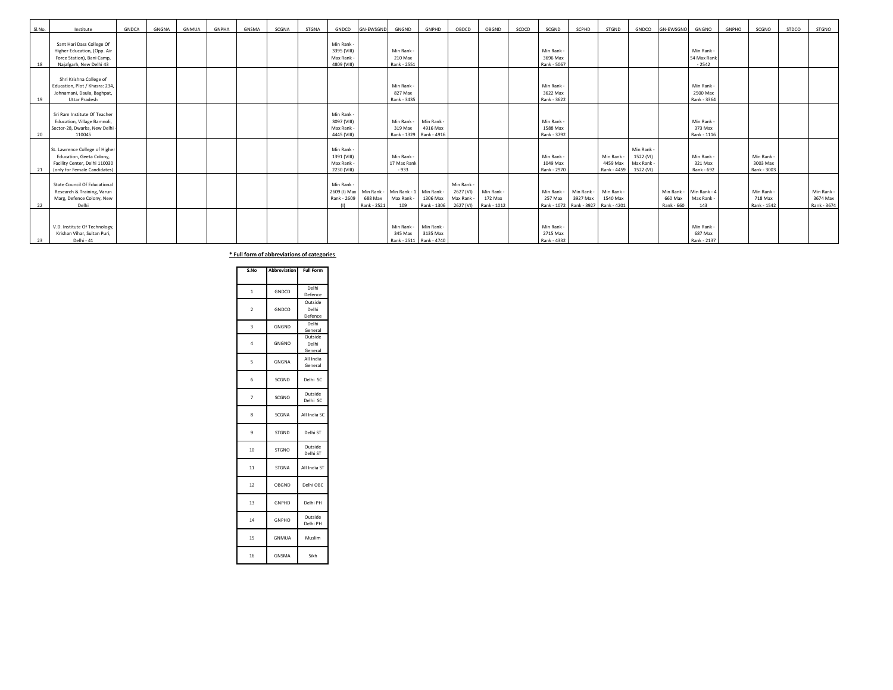| Sl.No. | Institute | GNDCA | GNGNA | GNMUA | GNPHA | GNSMA | SCGNA | STGNA | GNDCD | GN-EWSGND | GNGND | GNPHD | OBDCD | OBGND | SCDCD | SCGND | SCPHD | STGND | GNDCO | GN-EWSGNO | GNGNO | GNPHO | SCGNO | STDCO | STGNO |
|---|---|---|---|---|---|---|---|---|---|---|---|---|---|---|---|---|---|---|---|---|---|---|---|---|---|
| 18 | Sant Hari Dass College Of Higher Education, (Opp. Air Force Station), Bani Camp, Najafgarh, New Delhi 43 | | | | | | | | Min Rank - 3395 (VIII) Max Rank - 4809 (VIII) | | Min Rank - 210 Max Rank - 2551 | | | | | Min Rank - 3696 Max Rank - 5067 | | | | | Min Rank - 54 Max Rank - 2542 | | | | |
| 19 | Shri Krishna College of Education, Plot / Khasra: 234, Johnamani, Daula, Baghpat, Uttar Pradesh | | | | | | | | | | Min Rank - 827 Max Rank - 3435 | | | | | Min Rank - 3622 Max Rank - 3622 | | | | | Min Rank - 2500 Max Rank - 3364 | | | | |
| 20 | Sri Ram Institute Of Teacher Education, Village Bamnoli, Sector-28, Dwarka, New Delhi - 110045 | | | | | | | | Min Rank - 3097 (VIII) Max Rank - 4445 (VIII) | | Min Rank - 319 Max Rank - 1329 | Min Rank - 4916 Max Rank - 4916 | | | | Min Rank - 1588 Max Rank - 3792 | | | | | Min Rank - 373 Max Rank - 1116 | | | | |
| 21 | St. Lawrence College of Higher Education, Geeta Colony, Facility Center, Delhi 110030 (only for Female Candidates) | | | | | | | | Min Rank - 1391 (VIII) Max Rank - 2230 (VIII) | | Min Rank - 17 Max Rank - 933 | | | | | Min Rank - 1049 Max Rank - 2970 | | Min Rank - 4459 Max Rank - 4459 | Min Rank - 1522 (VI) Max Rank - 1522 (VI) | | Min Rank - 321 Max Rank - 692 | | Min Rank - 3003 Max Rank - 3003 | | |
| 22 | State Council Of Educational Research & Training, Varun Marg, Defence Colony, New Delhi | | | | | | | | Min Rank - 2609 (I) Max Rank - 2609 (I) | Min Rank - 688 Max Rank - 2521 | Min Rank - 1 Max Rank - 109 | Min Rank - 1306 Max Rank - 1306 | Min Rank - 2627 (VI) Max Rank - 2627 (VI) | Min Rank - 172 Max Rank - 1012 | | Min Rank - 257 Max Rank - 1072 | Min Rank - 3927 Max Rank - 3927 | Min Rank - 1540 Max Rank - 4201 | | Min Rank - 660 Max Rank - 660 | Min Rank - 4 Max Rank - 143 | | Min Rank - 718 Max Rank - 1542 | | Min Rank - 3674 Max Rank - 3674 |
| 23 | V.D. Institute Of Technology, Krishan Vihar, Sultan Puri, Delhi - 41 | | | | | | | | | | Min Rank - 345 Max Rank - 2511 | Min Rank - 3135 Max Rank - 4740 | | | | Min Rank - 2715 Max Rank - 4332 | | | | | Min Rank - 687 Max Rank - 2137 | | | | |

**\* Full form of abbreviations of categories**

| S.No | Abbreviation | Full Form |
|---|---|---|
| 1 | GNDCD | Delhi Defence |
| 2 | GNDCO | Outside Delhi Defence |
| 3 | GNGND | Delhi General |
| 4 | GNGNO | Outside Delhi General |
| 5 | GNGNA | All India General |
| 6 | SCGND | Delhi SC |
| 7 | SCGNO | Outside Delhi SC |
| 8 | SCGNA | All India SC |
| 9 | STGND | Delhi ST |
| 10 | STGNO | Outside Delhi ST |
| 11 | STGNA | All India ST |
| 12 | OBGND | Delhi OBC |
| 13 | GNPHD | Delhi PH |
| 14 | GNPHO | Outside Delhi PH |
| 15 | GNMUA | Muslim |
| 16 | GNSMA | Sikh |